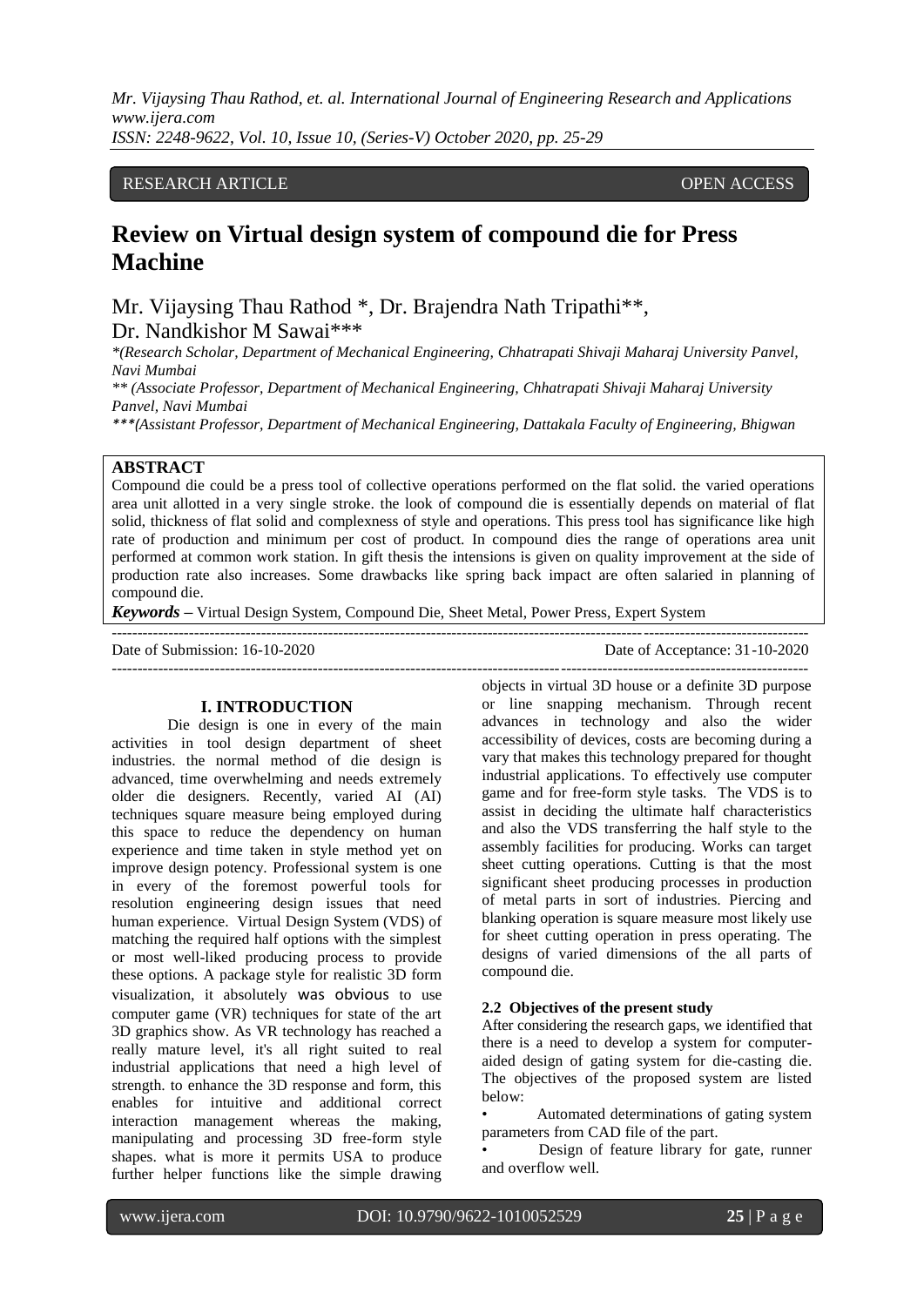RESEARCH ARTICLE OPEN ACCESS

# Review on Virtual design system of compound die for Press Machine

Mr. Vijaysing Thau Rathod *, Dr. Brajendra Nath Tripathi**, Dr. Nandkishor M Sawai***

*(Research Scholar, Department of Mechanical Engineering, Chhatrapati Shivaji Maharaj University Panvel, Navi Mumbai

** (Associate Professor, Department of Mechanical Engineering, Chhatrapati Shivaji Maharaj University Panvel, Navi Mumbai

***(Assistant Professor, Department of Mechanical Engineering, Dattakala Faculty of Engineering, Bhigwan

## ABSTRACT

Compound die could be a press tool of collective operations performed on the flat solid. the varied operations area unit allotted in a very single stroke. the look of compound die is essentially depends on material of flat solid, thickness of flat solid and complexness of style and operations. This press tool has significance like high rate of production and minimum per cost of product. In compound dies the range of operations area unit performed at common work station. In gift thesis the intensions is given on quality improvement at the side of production rate also increases. Some drawbacks like spring back impact are often salaried in planning of compound die.

***Keywords*** – Virtual Design System, Compound Die, Sheet Metal, Power Press, Expert System

Date of Submission: 16-10-2020 Date of Acceptance: 31-10-2020

## I. INTRODUCTION

Die design is one in every of the main activities in tool design department of sheet industries. the normal method of die design is advanced, time overwhelming and needs extremely older die designers. Recently, varied AI (AI) techniques square measure being employed during this space to reduce the dependency on human experience and time taken in style method yet on improve design potency. Professional system is one in every of the foremost powerful tools for resolution engineering design issues that need human experience. Virtual Design System (VDS) of matching the required half options with the simplest or most well-liked producing process to provide these options. A package style for realistic 3D form visualization, it absolutely was obvious to use computer game (VR) techniques for state of the art 3D graphics show. As VR technology has reached a really mature level, it's all right suited to real industrial applications that need a high level of strength. to enhance the 3D response and form, this enables for intuitive and additional correct interaction management whereas the making, manipulating and processing 3D free-form style shapes. what is more it permits USA to produce further helper functions like the simple drawing objects in virtual 3D house or a definite 3D purpose or line snapping mechanism. Through recent advances in technology and also the wider accessibility of devices, costs are becoming during a vary that makes this technology prepared for thought industrial applications. To effectively use computer game and for free-form style tasks. The VDS is to assist in deciding the ultimate half characteristics and also the VDS transferring the half style to the assembly facilities for producing. Works can target sheet cutting operations. Cutting is that the most significant sheet producing processes in production of metal parts in sort of industries. Piercing and blanking operation is square measure most likely use for sheet cutting operation in press operating. The designs of varied dimensions of the all parts of compound die.

### 2.2 Objectives of the present study

After considering the research gaps, we identified that there is a need to develop a system for computer-aided design of gating system for die-casting die. The objectives of the proposed system are listed below:

- Automated determinations of gating system parameters from CAD file of the part.
- Design of feature library for gate, runner and overflow well.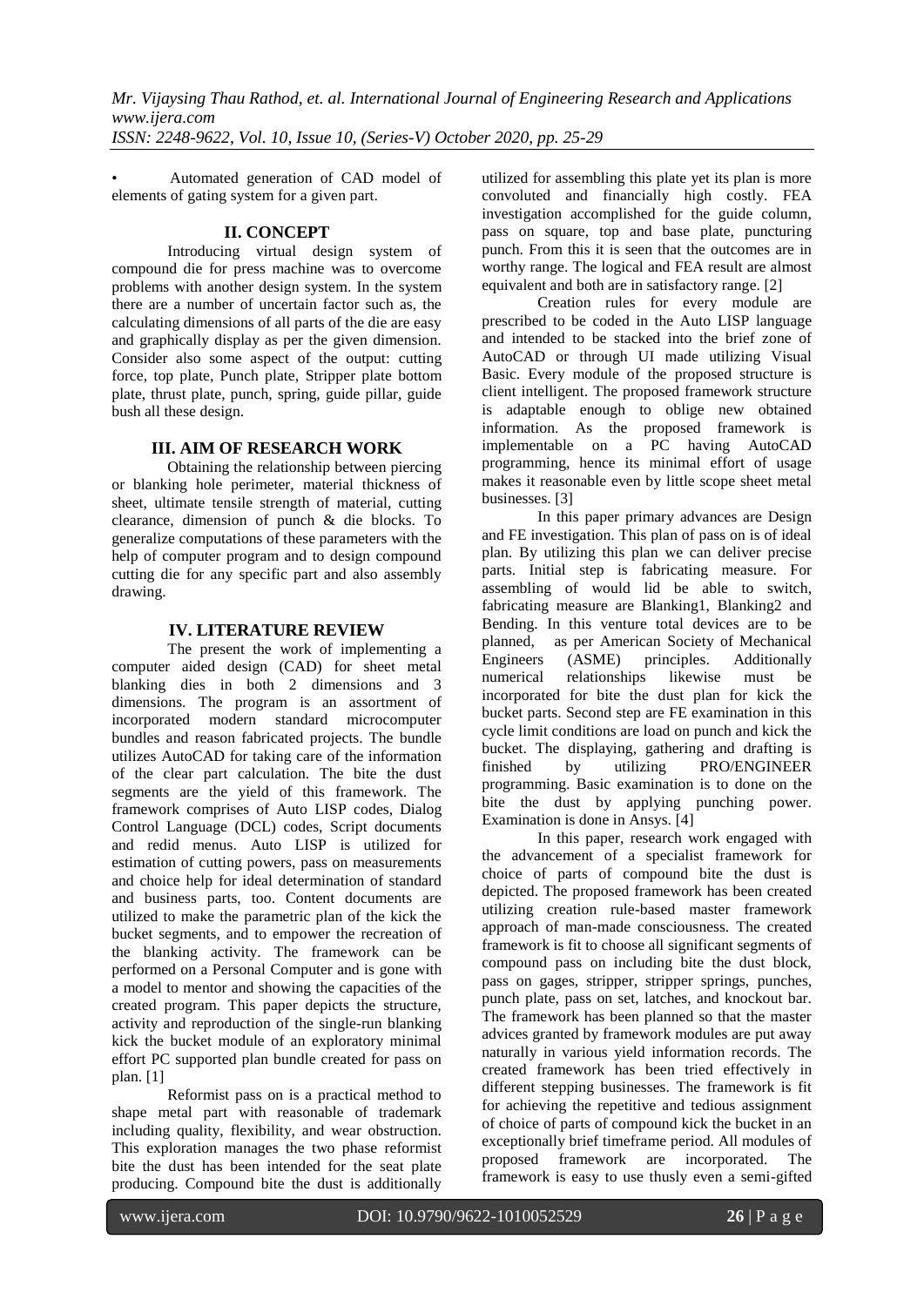- Automated generation of CAD model of elements of gating system for a given part.

## II. CONCEPT

Introducing virtual design system of compound die for press machine was to overcome problems with another design system. In the system there are a number of uncertain factor such as, the calculating dimensions of all parts of the die are easy and graphically display as per the given dimension. Consider also some aspect of the output: cutting force, top plate, Punch plate, Stripper plate bottom plate, thrust plate, punch, spring, guide pillar, guide bush all these design.

## III. AIM OF RESEARCH WORK

Obtaining the relationship between piercing or blanking hole perimeter, material thickness of sheet, ultimate tensile strength of material, cutting clearance, dimension of punch & die blocks. To generalize computations of these parameters with the help of computer program and to design compound cutting die for any specific part and also assembly drawing.

## IV. LITERATURE REVIEW

The present the work of implementing a computer aided design (CAD) for sheet metal blanking dies in both 2 dimensions and 3 dimensions. The program is an assortment of incorporated modern standard microcomputer bundles and reason fabricated projects. The bundle utilizes AutoCAD for taking care of the information of the clear part calculation. The bite the dust segments are the yield of this framework. The framework comprises of Auto LISP codes, Dialog Control Language (DCL) codes, Script documents and redid menus. Auto LISP is utilized for estimation of cutting powers, pass on measurements and choice help for ideal determination of standard and business parts, too. Content documents are utilized to make the parametric plan of the kick the bucket segments, and to empower the recreation of the blanking activity. The framework can be performed on a Personal Computer and is gone with a model to mentor and showing the capacities of the created program. This paper depicts the structure, activity and reproduction of the single-run blanking kick the bucket module of an exploratory minimal effort PC supported plan bundle created for pass on plan. [1]

Reformist pass on is a practical method to shape metal part with reasonable of trademark including quality, flexibility, and wear obstruction. This exploration manages the two phase reformist bite the dust has been intended for the seat plate producing. Compound bite the dust is additionally utilized for assembling this plate yet its plan is more convoluted and financially high costly. FEA investigation accomplished for the guide column, pass on square, top and base plate, puncturing punch. From this it is seen that the outcomes are in worthy range. The logical and FEA result are almost equivalent and both are in satisfactory range. [2]

Creation rules for every module are prescribed to be coded in the Auto LISP language and intended to be stacked into the brief zone of AutoCAD or through UI made utilizing Visual Basic. Every module of the proposed structure is client intelligent. The proposed framework structure is adaptable enough to oblige new obtained information. As the proposed framework is implementable on a PC having AutoCAD programming, hence its minimal effort of usage makes it reasonable even by little scope sheet metal businesses. [3]

In this paper primary advances are Design and FE investigation. This plan of pass on is of ideal plan. By utilizing this plan we can deliver precise parts. Initial step is fabricating measure. For assembling of would lid be able to switch, fabricating measure are Blanking1, Blanking2 and Bending. In this venture total devices are to be planned, as per American Society of Mechanical Engineers (ASME) principles. Additionally numerical relationships likewise must be incorporated for bite the dust plan for kick the bucket parts. Second step are FE examination in this cycle limit conditions are load on punch and kick the bucket. The displaying, gathering and drafting is finished by utilizing PRO/ENGINEER programming. Basic examination is to done on the bite the dust by applying punching power. Examination is done in Ansys. [4]

In this paper, research work engaged with the advancement of a specialist framework for choice of parts of compound bite the dust is depicted. The proposed framework has been created utilizing creation rule-based master framework approach of man-made consciousness. The created framework is fit to choose all significant segments of compound pass on including bite the dust block, pass on gages, stripper, stripper springs, punches, punch plate, pass on set, latches, and knockout bar. The framework has been planned so that the master advices granted by framework modules are put away naturally in various yield information records. The created framework has been tried effectively in different stepping businesses. The framework is fit for achieving the repetitive and tedious assignment of choice of parts of compound kick the bucket in an exceptionally brief timeframe period. All modules of proposed framework are incorporated. The framework is easy to use thusly even a semi-gifted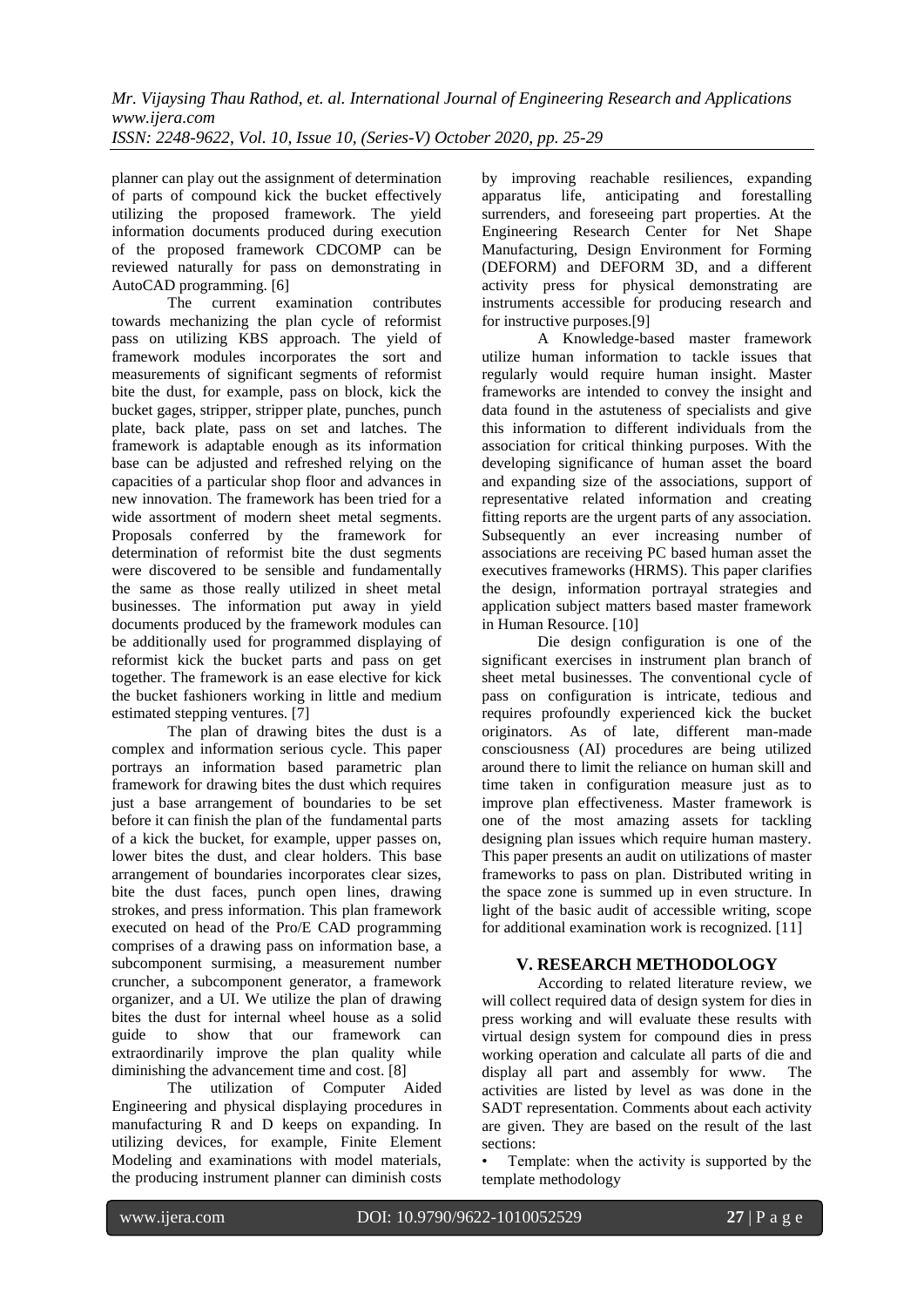planner can play out the assignment of determination of parts of compound kick the bucket effectively utilizing the proposed framework. The yield information documents produced during execution of the proposed framework CDCOMP can be reviewed naturally for pass on demonstrating in AutoCAD programming. [6]

The current examination contributes towards mechanizing the plan cycle of reformist pass on utilizing KBS approach. The yield of framework modules incorporates the sort and measurements of significant segments of reformist bite the dust, for example, pass on block, kick the bucket gages, stripper, stripper plate, punches, punch plate, back plate, pass on set and latches. The framework is adaptable enough as its information base can be adjusted and refreshed relying on the capacities of a particular shop floor and advances in new innovation. The framework has been tried for a wide assortment of modern sheet metal segments. Proposals conferred by the framework for determination of reformist bite the dust segments were discovered to be sensible and fundamentally the same as those really utilized in sheet metal businesses. The information put away in yield documents produced by the framework modules can be additionally used for programmed displaying of reformist kick the bucket parts and pass on get together. The framework is an ease elective for kick the bucket fashioners working in little and medium estimated stepping ventures. [7]

The plan of drawing bites the dust is a complex and information serious cycle. This paper portrays an information based parametric plan framework for drawing bites the dust which requires just a base arrangement of boundaries to be set before it can finish the plan of the fundamental parts of a kick the bucket, for example, upper passes on, lower bites the dust, and clear holders. This base arrangement of boundaries incorporates clear sizes, bite the dust faces, punch open lines, drawing strokes, and press information. This plan framework executed on head of the Pro/E CAD programming comprises of a drawing pass on information base, a subcomponent surmising, a measurement number cruncher, a subcomponent generator, a framework organizer, and a UI. We utilize the plan of drawing bites the dust for internal wheel house as a solid guide to show that our framework can extraordinarily improve the plan quality while diminishing the advancement time and cost. [8]

The utilization of Computer Aided Engineering and physical displaying procedures in manufacturing R and D keeps on expanding. In utilizing devices, for example, Finite Element Modeling and examinations with model materials, the producing instrument planner can diminish costs by improving reachable resiliences, expanding apparatus life, anticipating and forestalling surrenders, and foreseeing part properties. At the Engineering Research Center for Net Shape Manufacturing, Design Environment for Forming (DEFORM) and DEFORM 3D, and a different activity press for physical demonstrating are instruments accessible for producing research and for instructive purposes.[9]

A Knowledge-based master framework utilize human information to tackle issues that regularly would require human insight. Master frameworks are intended to convey the insight and data found in the astuteness of specialists and give this information to different individuals from the association for critical thinking purposes. With the developing significance of human asset the board and expanding size of the associations, support of representative related information and creating fitting reports are the urgent parts of any association. Subsequently an ever increasing number of associations are receiving PC based human asset the executives frameworks (HRMS). This paper clarifies the design, information portrayal strategies and application subject matters based master framework in Human Resource. [10]

Die design configuration is one of the significant exercises in instrument plan branch of sheet metal businesses. The conventional cycle of pass on configuration is intricate, tedious and requires profoundly experienced kick the bucket originators. As of late, different man-made consciousness (AI) procedures are being utilized around there to limit the reliance on human skill and time taken in configuration measure just as to improve plan effectiveness. Master framework is one of the most amazing assets for tackling designing plan issues which require human mastery. This paper presents an audit on utilizations of master frameworks to pass on plan. Distributed writing in the space zone is summed up in even structure. In light of the basic audit of accessible writing, scope for additional examination work is recognized. [11]

## V. RESEARCH METHODOLOGY

According to related literature review, we will collect required data of design system for dies in press working and will evaluate these results with virtual design system for compound dies in press working operation and calculate all parts of die and display all part and assembly for www. The activities are listed by level as was done in the SADT representation. Comments about each activity are given. They are based on the result of the last sections:

- Template: when the activity is supported by the template methodology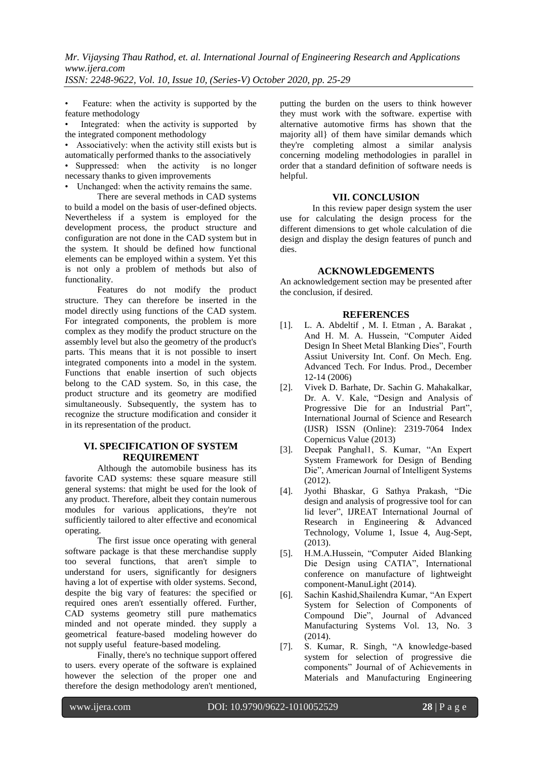- Feature: when the activity is supported by the feature methodology
- Integrated: when the activity is supported by the integrated component methodology
- Associatively: when the activity still exists but is automatically performed thanks to the associatively
- Suppressed: when the activity is no longer necessary thanks to given improvements
- Unchanged: when the activity remains the same.

There are several methods in CAD systems to build a model on the basis of user-defined objects. Nevertheless if a system is employed for the development process, the product structure and configuration are not done in the CAD system but in the system. It should be defined how functional elements can be employed within a system. Yet this is not only a problem of methods but also of functionality.

Features do not modify the product structure. They can therefore be inserted in the model directly using functions of the CAD system. For integrated components, the problem is more complex as they modify the product structure on the assembly level but also the geometry of the product's parts. This means that it is not possible to insert integrated components into a model in the system. Functions that enable insertion of such objects belong to the CAD system. So, in this case, the product structure and its geometry are modified simultaneously. Subsequently, the system has to recognize the structure modification and consider it in its representation of the product.

## VI. SPECIFICATION OF SYSTEM REQUIREMENT

Although the automobile business has its favorite CAD systems: these square measure still general systems: that might be used for the look of any product. Therefore, albeit they contain numerous modules for various applications, they're not sufficiently tailored to alter effective and economical operating.

The first issue once operating with general software package is that these merchandise supply too several functions, that aren't simple to understand for users, significantly for designers having a lot of expertise with older systems. Second, despite the big vary of features: the specified or required ones aren't essentially offered. Further, CAD systems geometry still pure mathematics minded and not operate minded. they supply a geometrical feature-based modeling however do not supply useful feature-based modeling.

Finally, there's no technique support offered to users. every operate of the software is explained however the selection of the proper one and therefore the design methodology aren't mentioned, putting the burden on the users to think however they must work with the software. expertise with alternative automotive firms has shown that the majority all} of them have similar demands which they're completing almost a similar analysis concerning modeling methodologies in parallel in order that a standard definition of software needs is helpful.

## VII. CONCLUSION

In this review paper design system the user use for calculating the design process for the different dimensions to get whole calculation of die design and display the design features of punch and dies.

## ACKNOWLEDGEMENTS

An acknowledgement section may be presented after the conclusion, if desired.

## REFERENCES

[1]. L. A. Abdeltif , M. I. Etman , A. Barakat , And H. M. A. Hussein, "Computer Aided Design In Sheet Metal Blanking Dies", Fourth Assiut University Int. Conf. On Mech. Eng. Advanced Tech. For Indus. Prod., December 12-14 (2006)

[2]. Vivek D. Barhate, Dr. Sachin G. Mahakalkar, Dr. A. V. Kale, "Design and Analysis of Progressive Die for an Industrial Part", International Journal of Science and Research (IJSR) ISSN (Online): 2319-7064 Index Copernicus Value (2013)

[3]. Deepak Panghal1, S. Kumar, "An Expert System Framework for Design of Bending Die", American Journal of Intelligent Systems (2012).

[4]. Jyothi Bhaskar, G Sathya Prakash, "Die design and analysis of progressive tool for can lid lever", IJREAT International Journal of Research in Engineering & Advanced Technology, Volume 1, Issue 4, Aug-Sept, (2013).

[5]. H.M.A.Hussein, "Computer Aided Blanking Die Design using CATIA", International conference on manufacture of lightweight component-ManuLight (2014).

[6]. Sachin Kashid,Shailendra Kumar, "An Expert System for Selection of Components of Compound Die", Journal of Advanced Manufacturing Systems Vol. 13, No. 3 (2014).

[7]. S. Kumar, R. Singh, "A knowledge-based system for selection of progressive die components" Journal of of Achievements in Materials and Manufacturing Engineering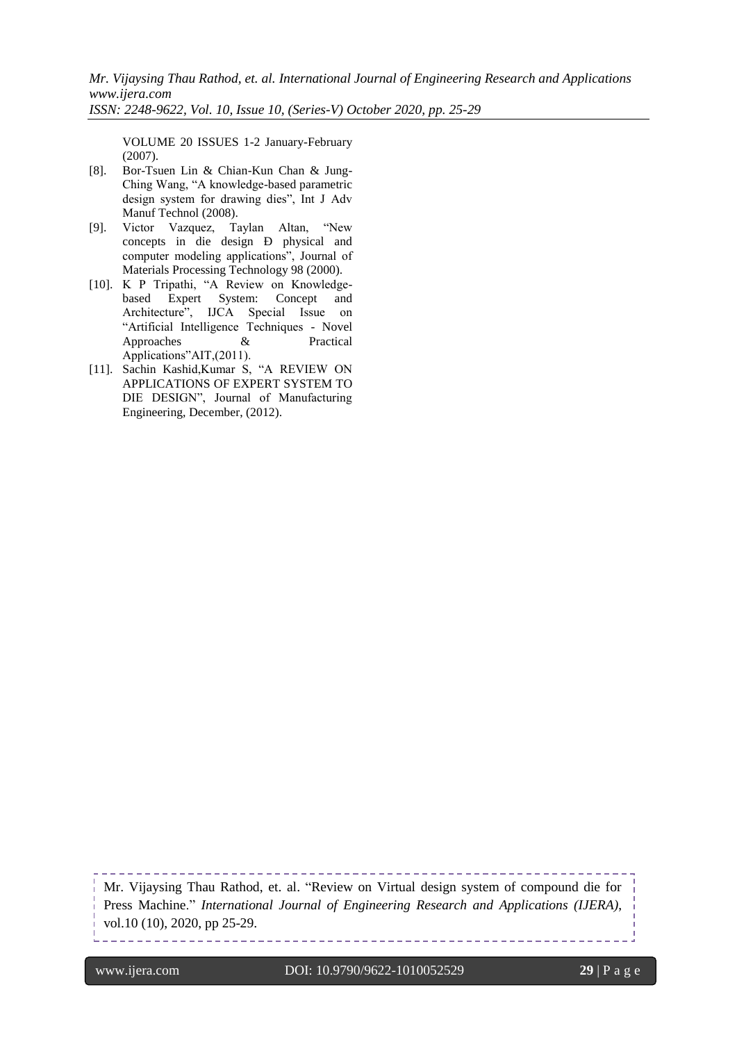VOLUME 20 ISSUES 1-2 January-February (2007).

[8]. Bor-Tsuen Lin & Chian-Kun Chan & Jung-Ching Wang, "A knowledge-based parametric design system for drawing dies", Int J Adv Manuf Technol (2008).

[9]. Victor Vazquez, Taylan Altan, "New concepts in die design Ð physical and computer modeling applications", Journal of Materials Processing Technology 98 (2000).

[10]. K P Tripathi, "A Review on Knowledge-based Expert System: Concept and Architecture", IJCA Special Issue on "Artificial Intelligence Techniques - Novel Approaches & Practical Applications"AIT,(2011).

[11]. Sachin Kashid,Kumar S, "A REVIEW ON APPLICATIONS OF EXPERT SYSTEM TO DIE DESIGN", Journal of Manufacturing Engineering, December, (2012).

Mr. Vijaysing Thau Rathod, et. al. "Review on Virtual design system of compound die for Press Machine." *International Journal of Engineering Research and Applications (IJERA)*, vol.10 (10), 2020, pp 25-29.